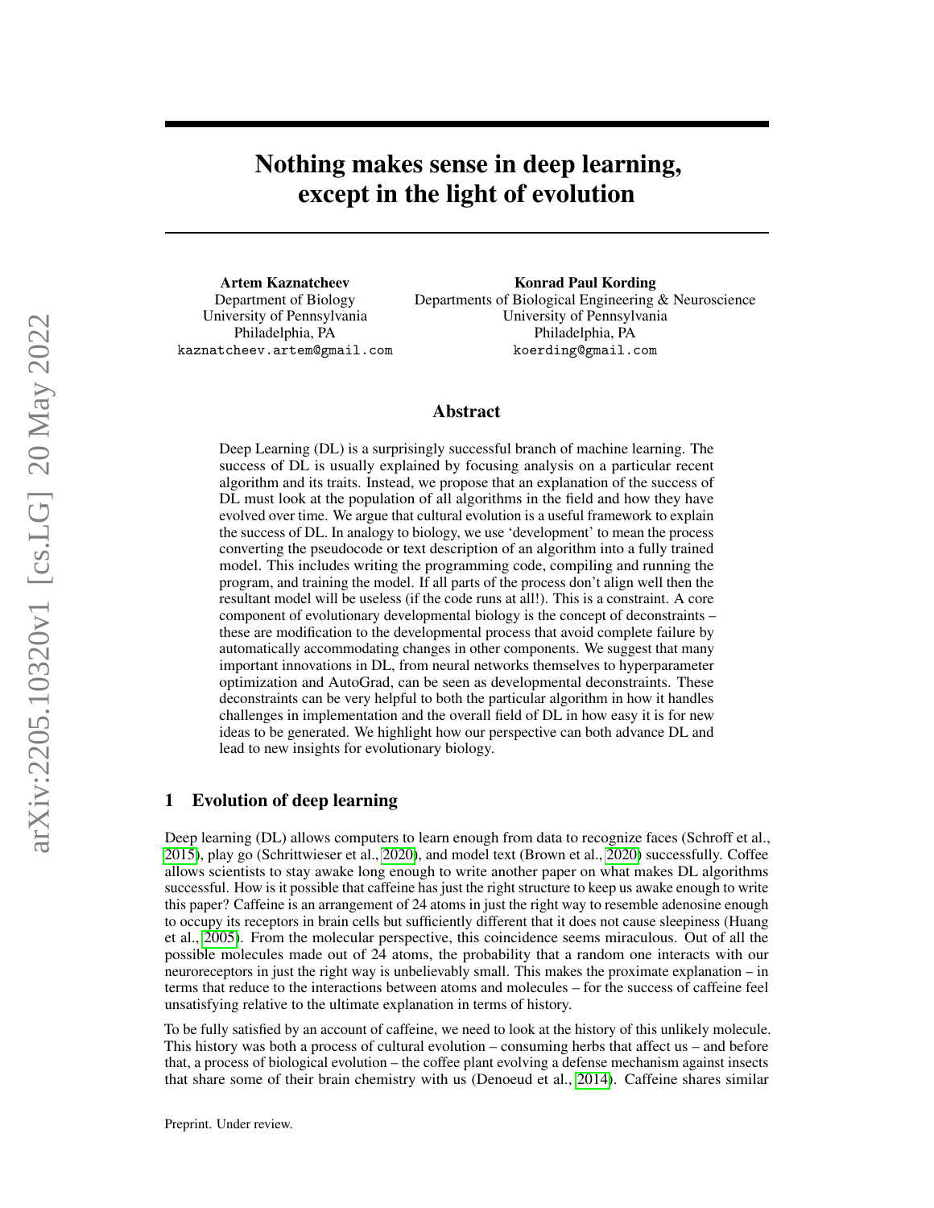# Nothing makes sense in deep learning, except in the light of evolution

**Artem Kaznatcheev**
Department of Biology
University of Pennsylvania
Philadelphia, PA
kaznatcheev.artem@gmail.com

**Konrad Paul Kording**
Departments of Biological Engineering & Neuroscience
University of Pennsylvania
Philadelphia, PA
koerding@gmail.com

## Abstract

Deep Learning (DL) is a surprisingly successful branch of machine learning. The success of DL is usually explained by focusing analysis on a particular recent algorithm and its traits. Instead, we propose that an explanation of the success of DL must look at the population of all algorithms in the field and how they have evolved over time. We argue that cultural evolution is a useful framework to explain the success of DL. In analogy to biology, we use 'development' to mean the process converting the pseudocode or text description of an algorithm into a fully trained model. This includes writing the programming code, compiling and running the program, and training the model. If all parts of the process don't align well then the resultant model will be useless (if the code runs at all!). This is a constraint. A core component of evolutionary developmental biology is the concept of deconstraints – these are modification to the developmental process that avoid complete failure by automatically accommodating changes in other components. We suggest that many important innovations in DL, from neural networks themselves to hyperparameter optimization and AutoGrad, can be seen as developmental deconstraints. These deconstraints can be very helpful to both the particular algorithm in how it handles challenges in implementation and the overall field of DL in how easy it is for new ideas to be generated. We highlight how our perspective can both advance DL and lead to new insights for evolutionary biology.

## 1 Evolution of deep learning

Deep learning (DL) allows computers to learn enough from data to recognize faces (Schroff et al., 2015), play go (Schrittwieser et al., 2020), and model text (Brown et al., 2020) successfully. Coffee allows scientists to stay awake long enough to write another paper on what makes DL algorithms successful. How is it possible that caffeine has just the right structure to keep us awake enough to write this paper? Caffeine is an arrangement of 24 atoms in just the right way to resemble adenosine enough to occupy its receptors in brain cells but sufficiently different that it does not cause sleepiness (Huang et al., 2005). From the molecular perspective, this coincidence seems miraculous. Out of all the possible molecules made out of 24 atoms, the probability that a random one interacts with our neuroreceptors in just the right way is unbelievably small. This makes the proximate explanation – in terms that reduce to the interactions between atoms and molecules – for the success of caffeine feel unsatisfying relative to the ultimate explanation in terms of history.

To be fully satisfied by an account of caffeine, we need to look at the history of this unlikely molecule. This history was both a process of cultural evolution – consuming herbs that affect us – and before that, a process of biological evolution – the coffee plant evolving a defense mechanism against insects that share some of their brain chemistry with us (Denoeud et al., 2014). Caffeine shares similar

Preprint. Under review.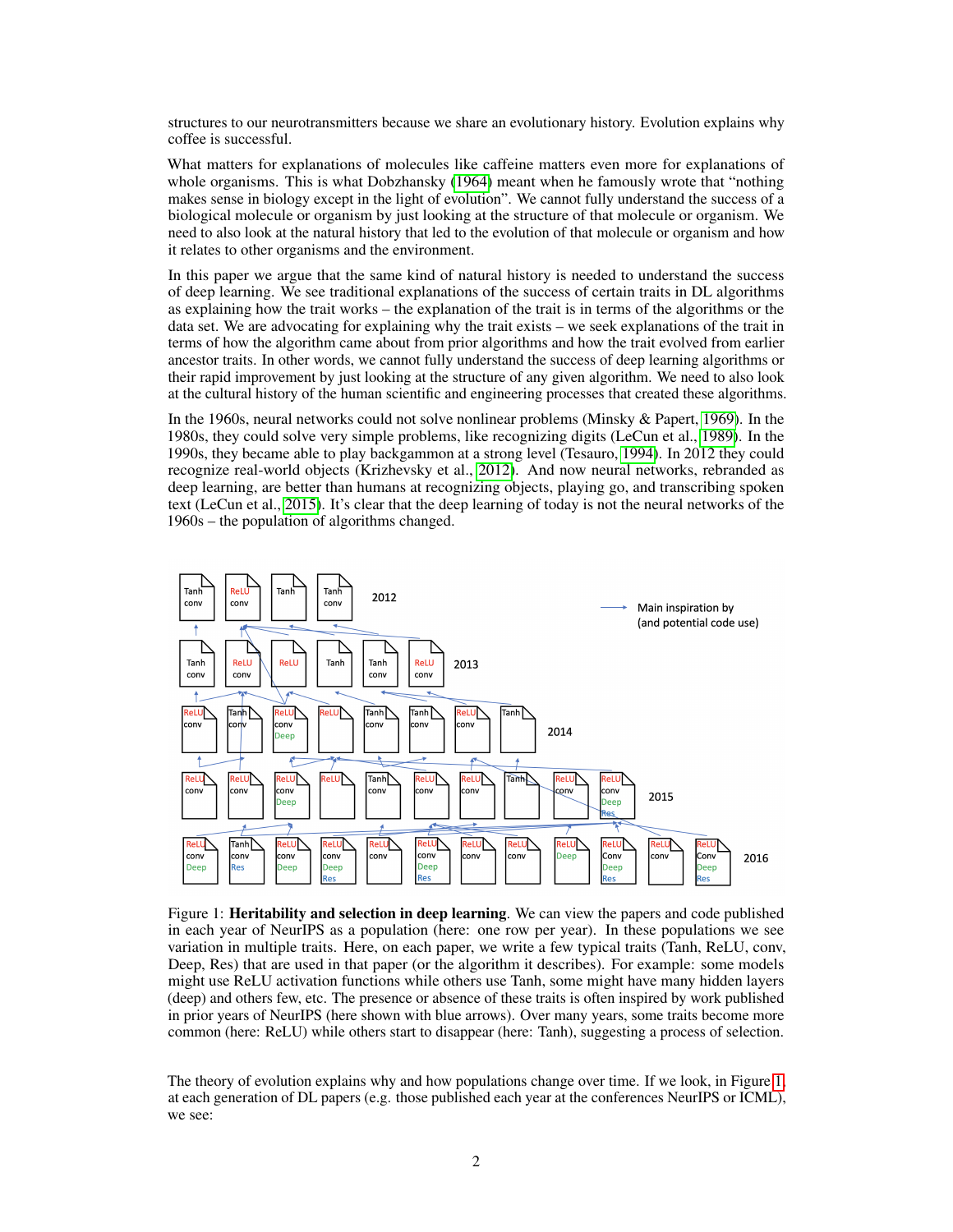structures to our neurotransmitters because we share an evolutionary history. Evolution explains why coffee is successful.

What matters for explanations of molecules like caffeine matters even more for explanations of whole organisms. This is what Dobzhansky (1964) meant when he famously wrote that "nothing makes sense in biology except in the light of evolution". We cannot fully understand the success of a biological molecule or organism by just looking at the structure of that molecule or organism. We need to also look at the natural history that led to the evolution of that molecule or organism and how it relates to other organisms and the environment.

In this paper we argue that the same kind of natural history is needed to understand the success of deep learning. We see traditional explanations of the success of certain traits in DL algorithms as explaining how the trait works – the explanation of the trait is in terms of the algorithms or the data set. We are advocating for explaining why the trait exists – we seek explanations of the trait in terms of how the algorithm came about from prior algorithms and how the trait evolved from earlier ancestor traits. In other words, we cannot fully understand the success of deep learning algorithms or their rapid improvement by just looking at the structure of any given algorithm. We need to also look at the cultural history of the human scientific and engineering processes that created these algorithms.

In the 1960s, neural networks could not solve nonlinear problems (Minsky & Papert, 1969). In the 1980s, they could solve very simple problems, like recognizing digits (LeCun et al., 1989). In the 1990s, they became able to play backgammon at a strong level (Tesauro, 1994). In 2012 they could recognize real-world objects (Krizhevsky et al., 2012). And now neural networks, rebranded as deep learning, are better than humans at recognizing objects, playing go, and transcribing spoken text (LeCun et al., 2015). It's clear that the deep learning of today is not the neural networks of the 1960s – the population of algorithms changed.

Figure 1: **Heritability and selection in deep learning**. We can view the papers and code published in each year of NeurIPS as a population (here: one row per year). In these populations we see variation in multiple traits. Here, on each paper, we write a few typical traits (Tanh, ReLU, conv, Deep, Res) that are used in that paper (or the algorithm it describes). For example: some models might use ReLU activation functions while others use Tanh, some might have many hidden layers (deep) and others few, etc. The presence or absence of these traits is often inspired by work published in prior years of NeurIPS (here shown with blue arrows). Over many years, some traits become more common (here: ReLU) while others start to disappear (here: Tanh), suggesting a process of selection.

The theory of evolution explains why and how populations change over time. If we look, in Figure 1, at each generation of DL papers (e.g. those published each year at the conferences NeurIPS or ICML), we see: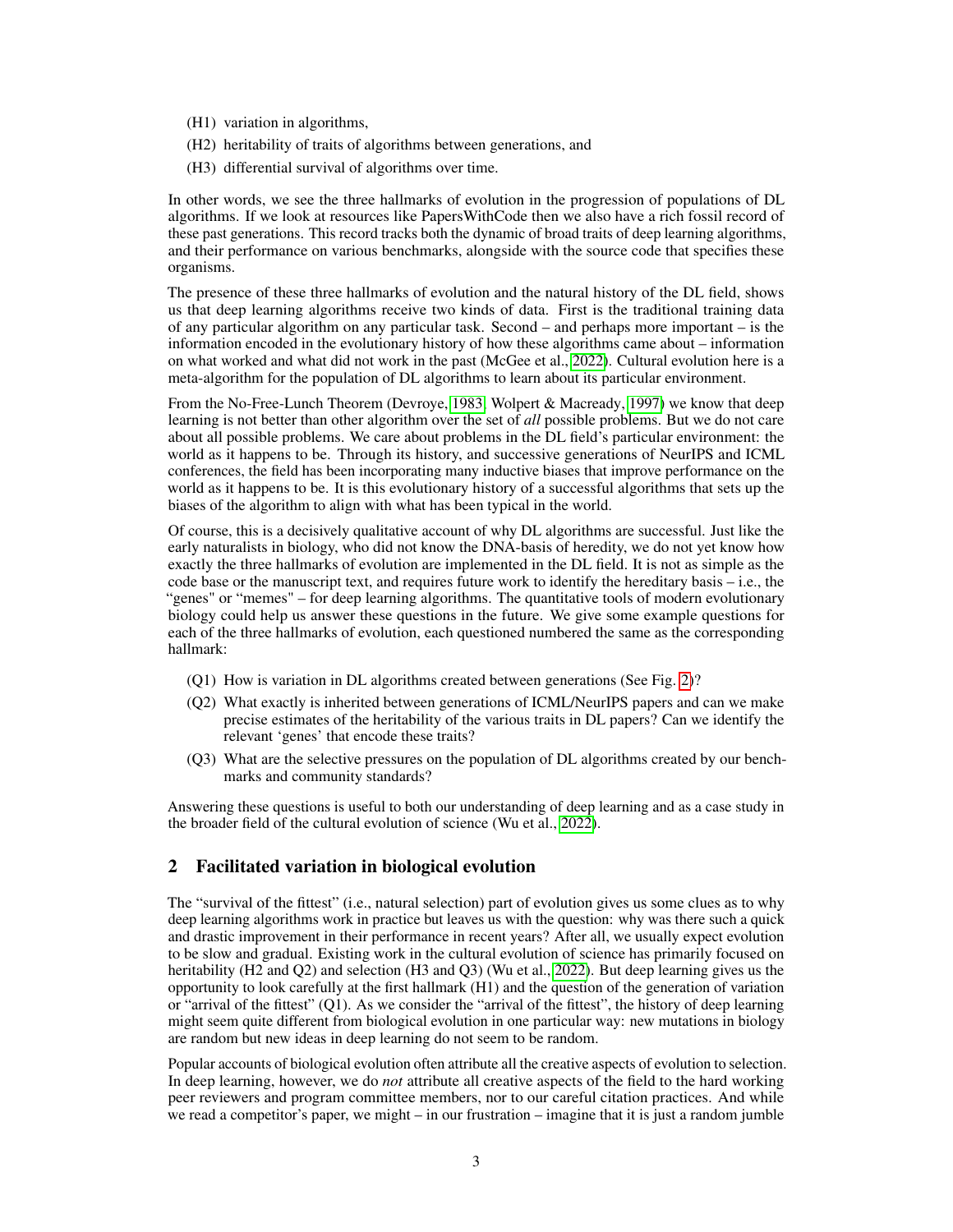(H1) variation in algorithms,

(H2) heritability of traits of algorithms between generations, and

(H3) differential survival of algorithms over time.

In other words, we see the three hallmarks of evolution in the progression of populations of DL algorithms. If we look at resources like PapersWithCode then we also have a rich fossil record of these past generations. This record tracks both the dynamic of broad traits of deep learning algorithms, and their performance on various benchmarks, alongside with the source code that specifies these organisms.

The presence of these three hallmarks of evolution and the natural history of the DL field, shows us that deep learning algorithms receive two kinds of data. First is the traditional training data of any particular algorithm on any particular task. Second – and perhaps more important – is the information encoded in the evolutionary history of how these algorithms came about – information on what worked and what did not work in the past (McGee et al., 2022). Cultural evolution here is a meta-algorithm for the population of DL algorithms to learn about its particular environment.

From the No-Free-Lunch Theorem (Devroye, 1983; Wolpert & Macready, 1997) we know that deep learning is not better than other algorithm over the set of *all* possible problems. But we do not care about all possible problems. We care about problems in the DL field's particular environment: the world as it happens to be. Through its history, and successive generations of NeurIPS and ICML conferences, the field has been incorporating many inductive biases that improve performance on the world as it happens to be. It is this evolutionary history of a successful algorithms that sets up the biases of the algorithm to align with what has been typical in the world.

Of course, this is a decisively qualitative account of why DL algorithms are successful. Just like the early naturalists in biology, who did not know the DNA-basis of heredity, we do not yet know how exactly the three hallmarks of evolution are implemented in the DL field. It is not as simple as the code base or the manuscript text, and requires future work to identify the hereditary basis – i.e., the "genes" or "memes" – for deep learning algorithms. The quantitative tools of modern evolutionary biology could help us answer these questions in the future. We give some example questions for each of the three hallmarks of evolution, each questioned numbered the same as the corresponding hallmark:

(Q1) How is variation in DL algorithms created between generations (See Fig. 2)?

(Q2) What exactly is inherited between generations of ICML/NeurIPS papers and can we make precise estimates of the heritability of the various traits in DL papers? Can we identify the relevant 'genes' that encode these traits?

(Q3) What are the selective pressures on the population of DL algorithms created by our benchmarks and community standards?

Answering these questions is useful to both our understanding of deep learning and as a case study in the broader field of the cultural evolution of science (Wu et al., 2022).

## 2 Facilitated variation in biological evolution

The "survival of the fittest" (i.e., natural selection) part of evolution gives us some clues as to why deep learning algorithms work in practice but leaves us with the question: why was there such a quick and drastic improvement in their performance in recent years? After all, we usually expect evolution to be slow and gradual. Existing work in the cultural evolution of science has primarily focused on heritability (H2 and Q2) and selection (H3 and Q3) (Wu et al., 2022). But deep learning gives us the opportunity to look carefully at the first hallmark (H1) and the question of the generation of variation or "arrival of the fittest" (Q1). As we consider the "arrival of the fittest", the history of deep learning might seem quite different from biological evolution in one particular way: new mutations in biology are random but new ideas in deep learning do not seem to be random.

Popular accounts of biological evolution often attribute all the creative aspects of evolution to selection. In deep learning, however, we do *not* attribute all creative aspects of the field to the hard working peer reviewers and program committee members, nor to our careful citation practices. And while we read a competitor's paper, we might – in our frustration – imagine that it is just a random jumble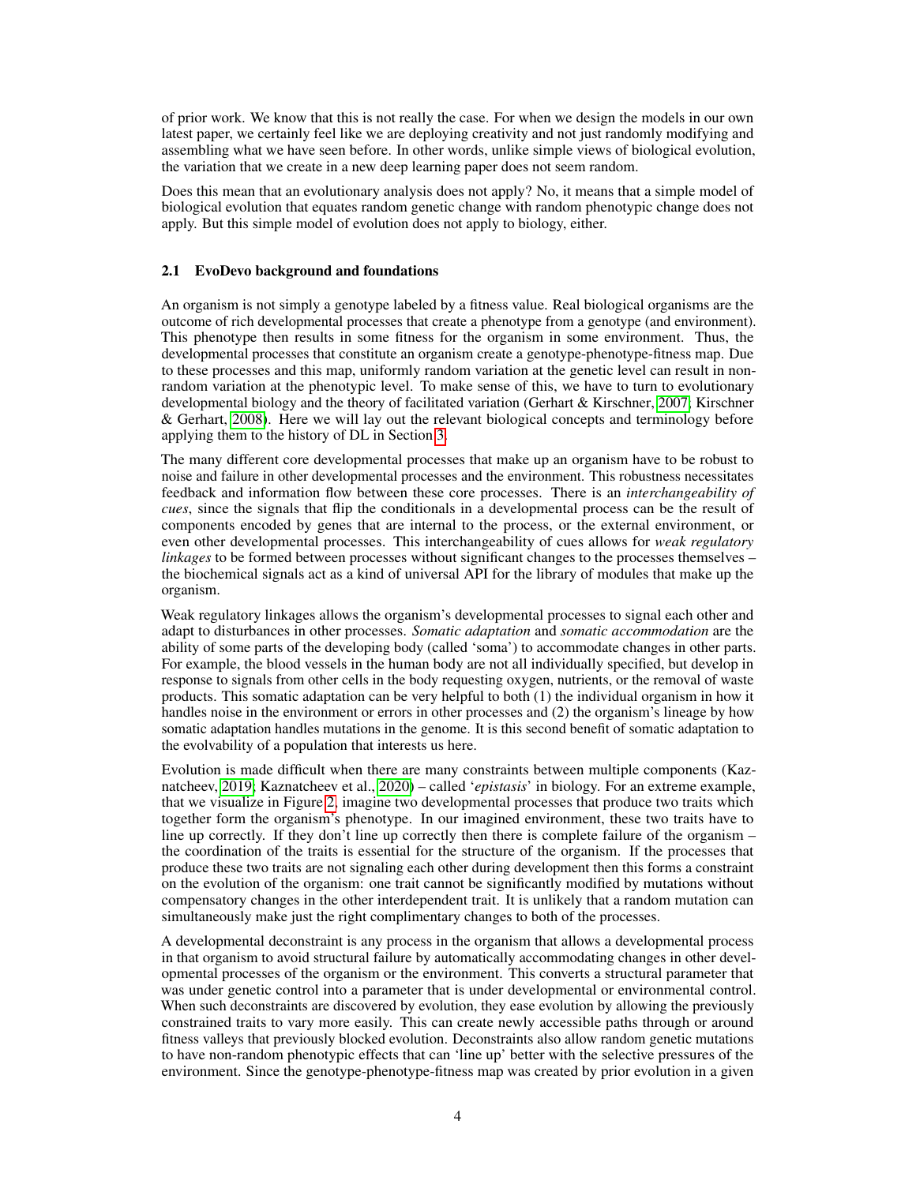of prior work. We know that this is not really the case. For when we design the models in our own latest paper, we certainly feel like we are deploying creativity and not just randomly modifying and assembling what we have seen before. In other words, unlike simple views of biological evolution, the variation that we create in a new deep learning paper does not seem random.

Does this mean that an evolutionary analysis does not apply? No, it means that a simple model of biological evolution that equates random genetic change with random phenotypic change does not apply. But this simple model of evolution does not apply to biology, either.

### 2.1 EvoDevo background and foundations

An organism is not simply a genotype labeled by a fitness value. Real biological organisms are the outcome of rich developmental processes that create a phenotype from a genotype (and environment). This phenotype then results in some fitness for the organism in some environment. Thus, the developmental processes that constitute an organism create a genotype-phenotype-fitness map. Due to these processes and this map, uniformly random variation at the genetic level can result in non-random variation at the phenotypic level. To make sense of this, we have to turn to evolutionary developmental biology and the theory of facilitated variation (Gerhart & Kirschner, 2007; Kirschner & Gerhart, 2008). Here we will lay out the relevant biological concepts and terminology before applying them to the history of DL in Section 3.

The many different core developmental processes that make up an organism have to be robust to noise and failure in other developmental processes and the environment. This robustness necessitates feedback and information flow between these core processes. There is an *interchangeability of cues*, since the signals that flip the conditionals in a developmental process can be the result of components encoded by genes that are internal to the process, or the external environment, or even other developmental processes. This interchangeability of cues allows for *weak regulatory linkages* to be formed between processes without significant changes to the processes themselves – the biochemical signals act as a kind of universal API for the library of modules that make up the organism.

Weak regulatory linkages allows the organism's developmental processes to signal each other and adapt to disturbances in other processes. *Somatic adaptation* and *somatic accommodation* are the ability of some parts of the developing body (called 'soma') to accommodate changes in other parts. For example, the blood vessels in the human body are not all individually specified, but develop in response to signals from other cells in the body requesting oxygen, nutrients, or the removal of waste products. This somatic adaptation can be very helpful to both (1) the individual organism in how it handles noise in the environment or errors in other processes and (2) the organism's lineage by how somatic adaptation handles mutations in the genome. It is this second benefit of somatic adaptation to the evolvability of a population that interests us here.

Evolution is made difficult when there are many constraints between multiple components (Kaznatcheev, 2019; Kaznatcheev et al., 2020) – called '*epistasis*' in biology. For an extreme example, that we visualize in Figure 2, imagine two developmental processes that produce two traits which together form the organism's phenotype. In our imagined environment, these two traits have to line up correctly. If they don't line up correctly then there is complete failure of the organism – the coordination of the traits is essential for the structure of the organism. If the processes that produce these two traits are not signaling each other during development then this forms a constraint on the evolution of the organism: one trait cannot be significantly modified by mutations without compensatory changes in the other interdependent trait. It is unlikely that a random mutation can simultaneously make just the right complimentary changes to both of the processes.

A developmental deconstraint is any process in the organism that allows a developmental process in that organism to avoid structural failure by automatically accommodating changes in other developmental processes of the organism or the environment. This converts a structural parameter that was under genetic control into a parameter that is under developmental or environmental control. When such deconstraints are discovered by evolution, they ease evolution by allowing the previously constrained traits to vary more easily. This can create newly accessible paths through or around fitness valleys that previously blocked evolution. Deconstraints also allow random genetic mutations to have non-random phenotypic effects that can 'line up' better with the selective pressures of the environment. Since the genotype-phenotype-fitness map was created by prior evolution in a given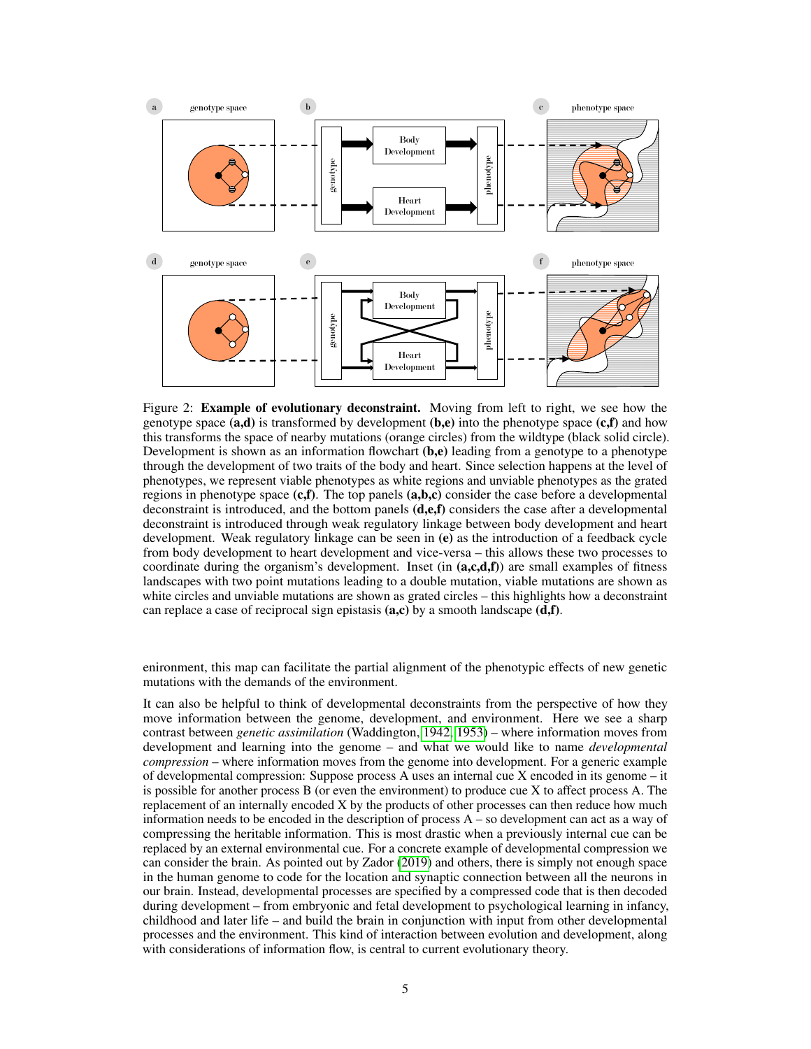Figure 2: **Example of evolutionary deconstraint.** Moving from left to right, we see how the genotype space **(a,d)** is transformed by development **(b,e)** into the phenotype space **(c,f)** and how this transforms the space of nearby mutations (orange circles) from the wildtype (black solid circle). Development is shown as an information flowchart **(b,e)** leading from a genotype to a phenotype through the development of two traits of the body and heart. Since selection happens at the level of phenotypes, we represent viable phenotypes as white regions and unviable phenotypes as the grated regions in phenotype space **(c,f)**. The top panels **(a,b,c)** consider the case before a developmental deconstraint is introduced, and the bottom panels **(d,e,f)** considers the case after a developmental deconstraint is introduced through weak regulatory linkage between body development and heart development. Weak regulatory linkage can be seen in **(e)** as the introduction of a feedback cycle from body development to heart development and vice-versa – this allows these two processes to coordinate during the organism's development. Inset (in **(a,c,d,f)**) are small examples of fitness landscapes with two point mutations leading to a double mutation, viable mutations are shown as white circles and unviable mutations are shown as grated circles – this highlights how a deconstraint can replace a case of reciprocal sign epistasis **(a,c)** by a smooth landscape **(d,f)**.

enironment, this map can facilitate the partial alignment of the phenotypic effects of new genetic mutations with the demands of the environment.

It can also be helpful to think of developmental deconstraints from the perspective of how they move information between the genome, development, and environment. Here we see a sharp contrast between *genetic assimilation* (Waddington, 1942, 1953) – where information moves from development and learning into the genome – and what we would like to name *developmental compression* – where information moves from the genome into development. For a generic example of developmental compression: Suppose process A uses an internal cue X encoded in its genome – it is possible for another process B (or even the environment) to produce cue X to affect process A. The replacement of an internally encoded X by the products of other processes can then reduce how much information needs to be encoded in the description of process A – so development can act as a way of compressing the heritable information. This is most drastic when a previously internal cue can be replaced by an external environmental cue. For a concrete example of developmental compression we can consider the brain. As pointed out by Zador (2019) and others, there is simply not enough space in the human genome to code for the location and synaptic connection between all the neurons in our brain. Instead, developmental processes are specified by a compressed code that is then decoded during development – from embryonic and fetal development to psychological learning in infancy, childhood and later life – and build the brain in conjunction with input from other developmental processes and the environment. This kind of interaction between evolution and development, along with considerations of information flow, is central to current evolutionary theory.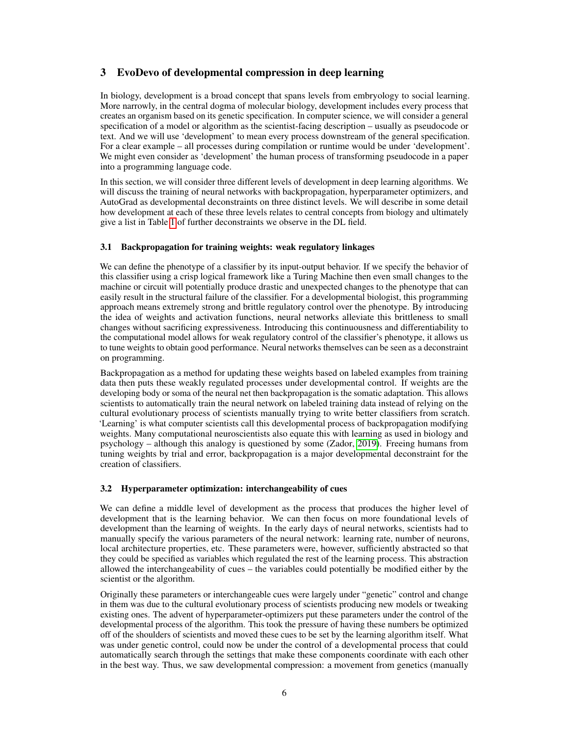## 3 EvoDevo of developmental compression in deep learning

In biology, development is a broad concept that spans levels from embryology to social learning. More narrowly, in the central dogma of molecular biology, development includes every process that creates an organism based on its genetic specification. In computer science, we will consider a general specification of a model or algorithm as the scientist-facing description – usually as pseudocode or text. And we will use 'development' to mean every process downstream of the general specification. For a clear example – all processes during compilation or runtime would be under 'development'. We might even consider as 'development' the human process of transforming pseudocode in a paper into a programming language code.

In this section, we will consider three different levels of development in deep learning algorithms. We will discuss the training of neural networks with backpropagation, hyperparameter optimizers, and AutoGrad as developmental deconstraints on three distinct levels. We will describe in some detail how development at each of these three levels relates to central concepts from biology and ultimately give a list in Table 1 of further deconstraints we observe in the DL field.

### 3.1 Backpropagation for training weights: weak regulatory linkages

We can define the phenotype of a classifier by its input-output behavior. If we specify the behavior of this classifier using a crisp logical framework like a Turing Machine then even small changes to the machine or circuit will potentially produce drastic and unexpected changes to the phenotype that can easily result in the structural failure of the classifier. For a developmental biologist, this programming approach means extremely strong and brittle regulatory control over the phenotype. By introducing the idea of weights and activation functions, neural networks alleviate this brittleness to small changes without sacrificing expressiveness. Introducing this continuousness and differentiability to the computational model allows for weak regulatory control of the classifier's phenotype, it allows us to tune weights to obtain good performance. Neural networks themselves can be seen as a deconstraint on programming.

Backpropagation as a method for updating these weights based on labeled examples from training data then puts these weakly regulated processes under developmental control. If weights are the developing body or soma of the neural net then backpropagation is the somatic adaptation. This allows scientists to automatically train the neural network on labeled training data instead of relying on the cultural evolutionary process of scientists manually trying to write better classifiers from scratch. 'Learning' is what computer scientists call this developmental process of backpropagation modifying weights. Many computational neuroscientists also equate this with learning as used in biology and psychology – although this analogy is questioned by some (Zador, 2019). Freeing humans from tuning weights by trial and error, backpropagation is a major developmental deconstraint for the creation of classifiers.

### 3.2 Hyperparameter optimization: interchangeability of cues

We can define a middle level of development as the process that produces the higher level of development that is the learning behavior. We can then focus on more foundational levels of development than the learning of weights. In the early days of neural networks, scientists had to manually specify the various parameters of the neural network: learning rate, number of neurons, local architecture properties, etc. These parameters were, however, sufficiently abstracted so that they could be specified as variables which regulated the rest of the learning process. This abstraction allowed the interchangeability of cues – the variables could potentially be modified either by the scientist or the algorithm.

Originally these parameters or interchangeable cues were largely under "genetic" control and change in them was due to the cultural evolutionary process of scientists producing new models or tweaking existing ones. The advent of hyperparameter-optimizers put these parameters under the control of the developmental process of the algorithm. This took the pressure of having these numbers be optimized off of the shoulders of scientists and moved these cues to be set by the learning algorithm itself. What was under genetic control, could now be under the control of a developmental process that could automatically search through the settings that make these components coordinate with each other in the best way. Thus, we saw developmental compression: a movement from genetics (manually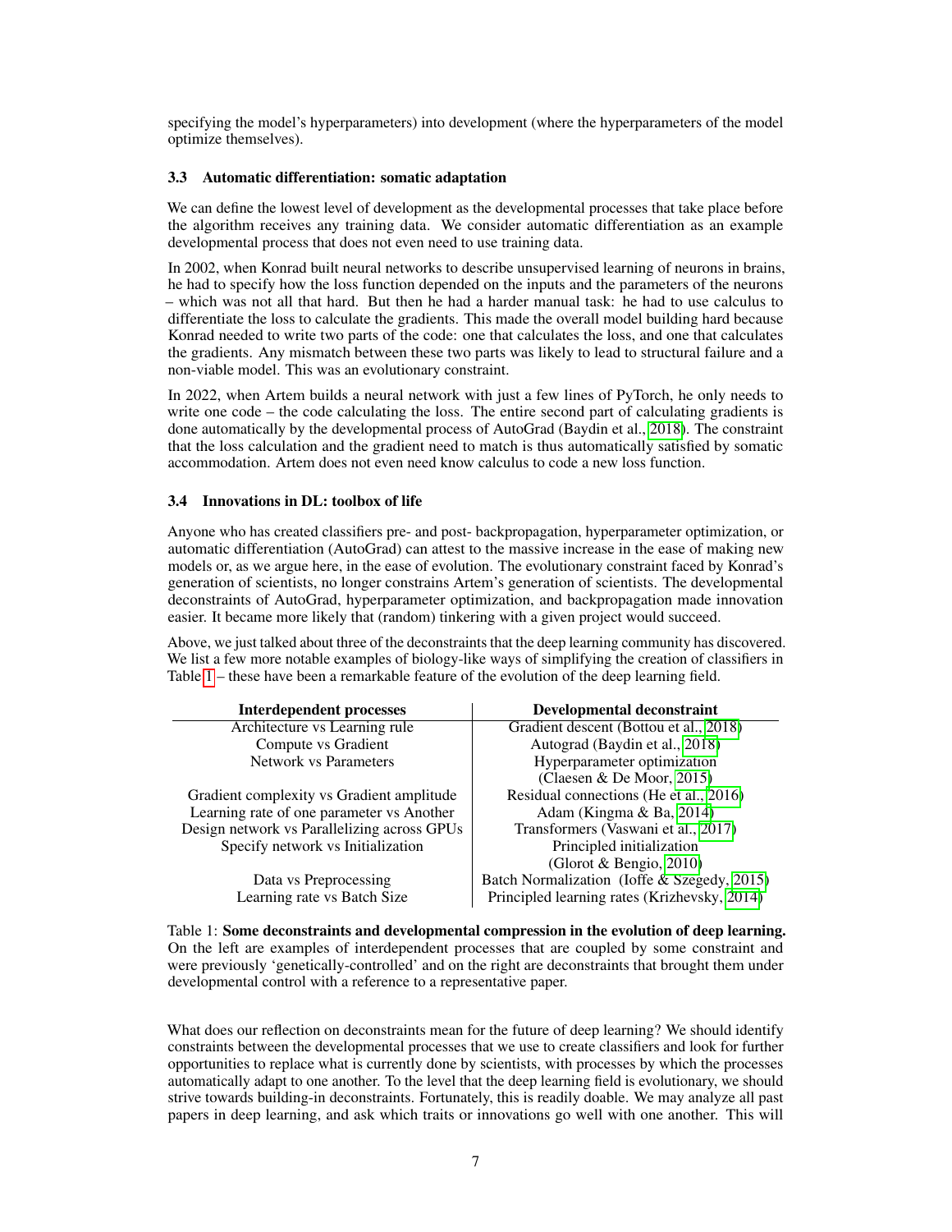specifying the model's hyperparameters) into development (where the hyperparameters of the model optimize themselves).

### 3.3 Automatic differentiation: somatic adaptation

We can define the lowest level of development as the developmental processes that take place before the algorithm receives any training data. We consider automatic differentiation as an example developmental process that does not even need to use training data.

In 2002, when Konrad built neural networks to describe unsupervised learning of neurons in brains, he had to specify how the loss function depended on the inputs and the parameters of the neurons – which was not all that hard. But then he had a harder manual task: he had to use calculus to differentiate the loss to calculate the gradients. This made the overall model building hard because Konrad needed to write two parts of the code: one that calculates the loss, and one that calculates the gradients. Any mismatch between these two parts was likely to lead to structural failure and a non-viable model. This was an evolutionary constraint.

In 2022, when Artem builds a neural network with just a few lines of PyTorch, he only needs to write one code – the code calculating the loss. The entire second part of calculating gradients is done automatically by the developmental process of AutoGrad (Baydin et al., 2018). The constraint that the loss calculation and the gradient need to match is thus automatically satisfied by somatic accommodation. Artem does not even need know calculus to code a new loss function.

### 3.4 Innovations in DL: toolbox of life

Anyone who has created classifiers pre- and post- backpropagation, hyperparameter optimization, or automatic differentiation (AutoGrad) can attest to the massive increase in the ease of making new models or, as we argue here, in the ease of evolution. The evolutionary constraint faced by Konrad's generation of scientists, no longer constrains Artem's generation of scientists. The developmental deconstraints of AutoGrad, hyperparameter optimization, and backpropagation made innovation easier. It became more likely that (random) tinkering with a given project would succeed.

Above, we just talked about three of the deconstraints that the deep learning community has discovered. We list a few more notable examples of biology-like ways of simplifying the creation of classifiers in Table 1 – these have been a remarkable feature of the evolution of the deep learning field.

| **Interdependent processes** | **Developmental deconstraint** |
|---|---|
| Architecture vs Learning rule | Gradient descent (Bottou et al., 2018) |
| Compute vs Gradient | Autograd (Baydin et al., 2018) |
| Network vs Parameters | Hyperparameter optimization (Claesen & De Moor, 2015) |
| Gradient complexity vs Gradient amplitude | Residual connections (He et al., 2016) |
| Learning rate of one parameter vs Another | Adam (Kingma & Ba, 2014) |
| Design network vs Parallelizing across GPUs | Transformers (Vaswani et al., 2017) |
| Specify network vs Initialization | Principled initialization (Glorot & Bengio, 2010) |
| Data vs Preprocessing | Batch Normalization (Ioffe & Szegedy, 2015) |
| Learning rate vs Batch Size | Principled learning rates (Krizhevsky, 2014) |

Table 1: **Some deconstraints and developmental compression in the evolution of deep learning.** On the left are examples of interdependent processes that are coupled by some constraint and were previously 'genetically-controlled' and on the right are deconstraints that brought them under developmental control with a reference to a representative paper.

What does our reflection on deconstraints mean for the future of deep learning? We should identify constraints between the developmental processes that we use to create classifiers and look for further opportunities to replace what is currently done by scientists, with processes by which the processes automatically adapt to one another. To the level that the deep learning field is evolutionary, we should strive towards building-in deconstraints. Fortunately, this is readily doable. We may analyze all past papers in deep learning, and ask which traits or innovations go well with one another. This will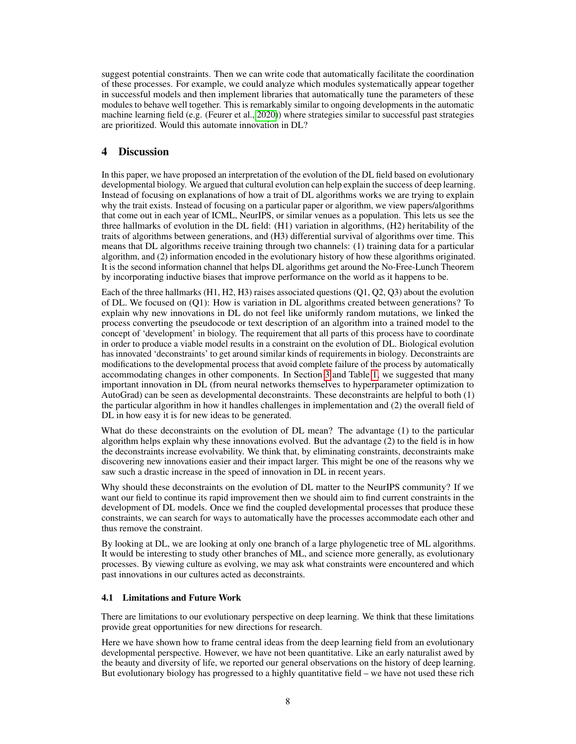suggest potential constraints. Then we can write code that automatically facilitate the coordination of these processes. For example, we could analyze which modules systematically appear together in successful models and then implement libraries that automatically tune the parameters of these modules to behave well together. This is remarkably similar to ongoing developments in the automatic machine learning field (e.g. (Feurer et al., 2020)) where strategies similar to successful past strategies are prioritized. Would this automate innovation in DL?

## 4 Discussion

In this paper, we have proposed an interpretation of the evolution of the DL field based on evolutionary developmental biology. We argued that cultural evolution can help explain the success of deep learning. Instead of focusing on explanations of how a trait of DL algorithms works we are trying to explain why the trait exists. Instead of focusing on a particular paper or algorithm, we view papers/algorithms that come out in each year of ICML, NeurIPS, or similar venues as a population. This lets us see the three hallmarks of evolution in the DL field: (H1) variation in algorithms, (H2) heritability of the traits of algorithms between generations, and (H3) differential survival of algorithms over time. This means that DL algorithms receive training through two channels: (1) training data for a particular algorithm, and (2) information encoded in the evolutionary history of how these algorithms originated. It is the second information channel that helps DL algorithms get around the No-Free-Lunch Theorem by incorporating inductive biases that improve performance on the world as it happens to be.

Each of the three hallmarks (H1, H2, H3) raises associated questions (Q1, Q2, Q3) about the evolution of DL. We focused on (Q1): How is variation in DL algorithms created between generations? To explain why new innovations in DL do not feel like uniformly random mutations, we linked the process converting the pseudocode or text description of an algorithm into a trained model to the concept of 'development' in biology. The requirement that all parts of this process have to coordinate in order to produce a viable model results in a constraint on the evolution of DL. Biological evolution has innovated 'deconstraints' to get around similar kinds of requirements in biology. Deconstraints are modifications to the developmental process that avoid complete failure of the process by automatically accommodating changes in other components. In Section 3 and Table 1, we suggested that many important innovation in DL (from neural networks themselves to hyperparameter optimization to AutoGrad) can be seen as developmental deconstraints. These deconstraints are helpful to both (1) the particular algorithm in how it handles challenges in implementation and (2) the overall field of DL in how easy it is for new ideas to be generated.

What do these deconstraints on the evolution of DL mean? The advantage (1) to the particular algorithm helps explain why these innovations evolved. But the advantage (2) to the field is in how the deconstraints increase evolvability. We think that, by eliminating constraints, deconstraints make discovering new innovations easier and their impact larger. This might be one of the reasons why we saw such a drastic increase in the speed of innovation in DL in recent years.

Why should these deconstraints on the evolution of DL matter to the NeurIPS community? If we want our field to continue its rapid improvement then we should aim to find current constraints in the development of DL models. Once we find the coupled developmental processes that produce these constraints, we can search for ways to automatically have the processes accommodate each other and thus remove the constraint.

By looking at DL, we are looking at only one branch of a large phylogenetic tree of ML algorithms. It would be interesting to study other branches of ML, and science more generally, as evolutionary processes. By viewing culture as evolving, we may ask what constraints were encountered and which past innovations in our cultures acted as deconstraints.

### 4.1 Limitations and Future Work

There are limitations to our evolutionary perspective on deep learning. We think that these limitations provide great opportunities for new directions for research.

Here we have shown how to frame central ideas from the deep learning field from an evolutionary developmental perspective. However, we have not been quantitative. Like an early naturalist awed by the beauty and diversity of life, we reported our general observations on the history of deep learning. But evolutionary biology has progressed to a highly quantitative field – we have not used these rich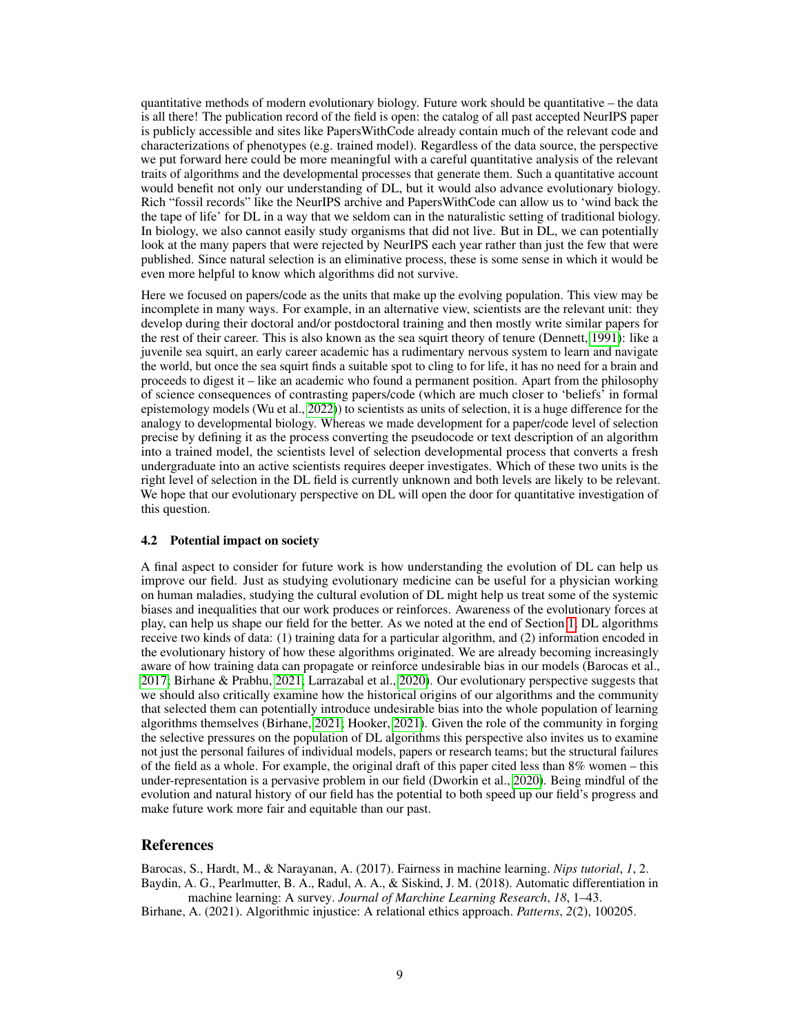quantitative methods of modern evolutionary biology. Future work should be quantitative – the data is all there! The publication record of the field is open: the catalog of all past accepted NeurIPS paper is publicly accessible and sites like PapersWithCode already contain much of the relevant code and characterizations of phenotypes (e.g. trained model). Regardless of the data source, the perspective we put forward here could be more meaningful with a careful quantitative analysis of the relevant traits of algorithms and the developmental processes that generate them. Such a quantitative account would benefit not only our understanding of DL, but it would also advance evolutionary biology. Rich "fossil records" like the NeurIPS archive and PapersWithCode can allow us to 'wind back the the tape of life' for DL in a way that we seldom can in the naturalistic setting of traditional biology. In biology, we also cannot easily study organisms that did not live. But in DL, we can potentially look at the many papers that were rejected by NeurIPS each year rather than just the few that were published. Since natural selection is an eliminative process, these is some sense in which it would be even more helpful to know which algorithms did not survive.

Here we focused on papers/code as the units that make up the evolving population. This view may be incomplete in many ways. For example, in an alternative view, scientists are the relevant unit: they develop during their doctoral and/or postdoctoral training and then mostly write similar papers for the rest of their career. This is also known as the sea squirt theory of tenure (Dennett, 1991): like a juvenile sea squirt, an early career academic has a rudimentary nervous system to learn and navigate the world, but once the sea squirt finds a suitable spot to cling to for life, it has no need for a brain and proceeds to digest it – like an academic who found a permanent position. Apart from the philosophy of science consequences of contrasting papers/code (which are much closer to 'beliefs' in formal epistemology models (Wu et al., 2022)) to scientists as units of selection, it is a huge difference for the analogy to developmental biology. Whereas we made development for a paper/code level of selection precise by defining it as the process converting the pseudocode or text description of an algorithm into a trained model, the scientists level of selection developmental process that converts a fresh undergraduate into an active scientists requires deeper investigates. Which of these two units is the right level of selection in the DL field is currently unknown and both levels are likely to be relevant. We hope that our evolutionary perspective on DL will open the door for quantitative investigation of this question.

### 4.2 Potential impact on society

A final aspect to consider for future work is how understanding the evolution of DL can help us improve our field. Just as studying evolutionary medicine can be useful for a physician working on human maladies, studying the cultural evolution of DL might help us treat some of the systemic biases and inequalities that our work produces or reinforces. Awareness of the evolutionary forces at play, can help us shape our field for the better. As we noted at the end of Section 1, DL algorithms receive two kinds of data: (1) training data for a particular algorithm, and (2) information encoded in the evolutionary history of how these algorithms originated. We are already becoming increasingly aware of how training data can propagate or reinforce undesirable bias in our models (Barocas et al., 2017; Birhane & Prabhu, 2021; Larrazabal et al., 2020). Our evolutionary perspective suggests that we should also critically examine how the historical origins of our algorithms and the community that selected them can potentially introduce undesirable bias into the whole population of learning algorithms themselves (Birhane, 2021; Hooker, 2021). Given the role of the community in forging the selective pressures on the population of DL algorithms this perspective also invites us to examine not just the personal failures of individual models, papers or research teams; but the structural failures of the field as a whole. For example, the original draft of this paper cited less than 8% women – this under-representation is a pervasive problem in our field (Dworkin et al., 2020). Being mindful of the evolution and natural history of our field has the potential to both speed up our field's progress and make future work more fair and equitable than our past.

## References

Barocas, S., Hardt, M., & Narayanan, A. (2017). Fairness in machine learning. *Nips tutorial*, *1*, 2.

Baydin, A. G., Pearlmutter, B. A., Radul, A. A., & Siskind, J. M. (2018). Automatic differentiation in machine learning: A survey. *Journal of Marchine Learning Research*, *18*, 1–43.

Birhane, A. (2021). Algorithmic injustice: A relational ethics approach. *Patterns*, *2*(2), 100205.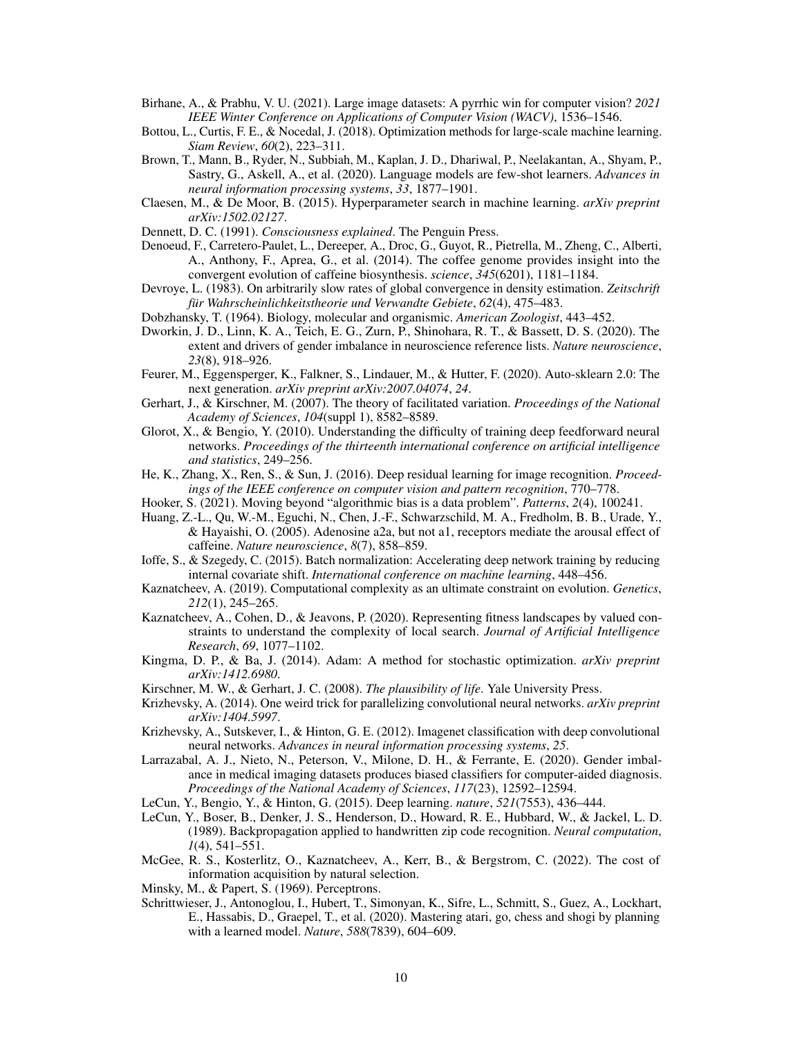Birhane, A., & Prabhu, V. U. (2021). Large image datasets: A pyrrhic win for computer vision? *2021 IEEE Winter Conference on Applications of Computer Vision (WACV)*, 1536–1546.

Bottou, L., Curtis, F. E., & Nocedal, J. (2018). Optimization methods for large-scale machine learning. *Siam Review*, *60*(2), 223–311.

Brown, T., Mann, B., Ryder, N., Subbiah, M., Kaplan, J. D., Dhariwal, P., Neelakantan, A., Shyam, P., Sastry, G., Askell, A., et al. (2020). Language models are few-shot learners. *Advances in neural information processing systems*, *33*, 1877–1901.

Claesen, M., & De Moor, B. (2015). Hyperparameter search in machine learning. *arXiv preprint arXiv:1502.02127*.

Dennett, D. C. (1991). *Consciousness explained*. The Penguin Press.

Denoeud, F., Carretero-Paulet, L., Dereeper, A., Droc, G., Guyot, R., Pietrella, M., Zheng, C., Alberti, A., Anthony, F., Aprea, G., et al. (2014). The coffee genome provides insight into the convergent evolution of caffeine biosynthesis. *science*, *345*(6201), 1181–1184.

Devroye, L. (1983). On arbitrarily slow rates of global convergence in density estimation. *Zeitschrift für Wahrscheinlichkeitstheorie und Verwandte Gebiete*, *62*(4), 475–483.

Dobzhansky, T. (1964). Biology, molecular and organismic. *American Zoologist*, 443–452.

Dworkin, J. D., Linn, K. A., Teich, E. G., Zurn, P., Shinohara, R. T., & Bassett, D. S. (2020). The extent and drivers of gender imbalance in neuroscience reference lists. *Nature neuroscience*, *23*(8), 918–926.

Feurer, M., Eggensperger, K., Falkner, S., Lindauer, M., & Hutter, F. (2020). Auto-sklearn 2.0: The next generation. *arXiv preprint arXiv:2007.04074*, *24*.

Gerhart, J., & Kirschner, M. (2007). The theory of facilitated variation. *Proceedings of the National Academy of Sciences*, *104*(suppl 1), 8582–8589.

Glorot, X., & Bengio, Y. (2010). Understanding the difficulty of training deep feedforward neural networks. *Proceedings of the thirteenth international conference on artificial intelligence and statistics*, 249–256.

He, K., Zhang, X., Ren, S., & Sun, J. (2016). Deep residual learning for image recognition. *Proceedings of the IEEE conference on computer vision and pattern recognition*, 770–778.

Hooker, S. (2021). Moving beyond "algorithmic bias is a data problem". *Patterns*, *2*(4), 100241.

Huang, Z.-L., Qu, W.-M., Eguchi, N., Chen, J.-F., Schwarzschild, M. A., Fredholm, B. B., Urade, Y., & Hayaishi, O. (2005). Adenosine a2a, but not a1, receptors mediate the arousal effect of caffeine. *Nature neuroscience*, *8*(7), 858–859.

Ioffe, S., & Szegedy, C. (2015). Batch normalization: Accelerating deep network training by reducing internal covariate shift. *International conference on machine learning*, 448–456.

Kaznatcheev, A. (2019). Computational complexity as an ultimate constraint on evolution. *Genetics*, *212*(1), 245–265.

Kaznatcheev, A., Cohen, D., & Jeavons, P. (2020). Representing fitness landscapes by valued constraints to understand the complexity of local search. *Journal of Artificial Intelligence Research*, *69*, 1077–1102.

Kingma, D. P., & Ba, J. (2014). Adam: A method for stochastic optimization. *arXiv preprint arXiv:1412.6980*.

Kirschner, M. W., & Gerhart, J. C. (2008). *The plausibility of life*. Yale University Press.

Krizhevsky, A. (2014). One weird trick for parallelizing convolutional neural networks. *arXiv preprint arXiv:1404.5997*.

Krizhevsky, A., Sutskever, I., & Hinton, G. E. (2012). Imagenet classification with deep convolutional neural networks. *Advances in neural information processing systems*, *25*.

Larrazabal, A. J., Nieto, N., Peterson, V., Milone, D. H., & Ferrante, E. (2020). Gender imbalance in medical imaging datasets produces biased classifiers for computer-aided diagnosis. *Proceedings of the National Academy of Sciences*, *117*(23), 12592–12594.

LeCun, Y., Bengio, Y., & Hinton, G. (2015). Deep learning. *nature*, *521*(7553), 436–444.

LeCun, Y., Boser, B., Denker, J. S., Henderson, D., Howard, R. E., Hubbard, W., & Jackel, L. D. (1989). Backpropagation applied to handwritten zip code recognition. *Neural computation*, *1*(4), 541–551.

McGee, R. S., Kosterlitz, O., Kaznatcheev, A., Kerr, B., & Bergstrom, C. (2022). The cost of information acquisition by natural selection.

Minsky, M., & Papert, S. (1969). Perceptrons.

Schrittwieser, J., Antonoglou, I., Hubert, T., Simonyan, K., Sifre, L., Schmitt, S., Guez, A., Lockhart, E., Hassabis, D., Graepel, T., et al. (2020). Mastering atari, go, chess and shogi by planning with a learned model. *Nature*, *588*(7839), 604–609.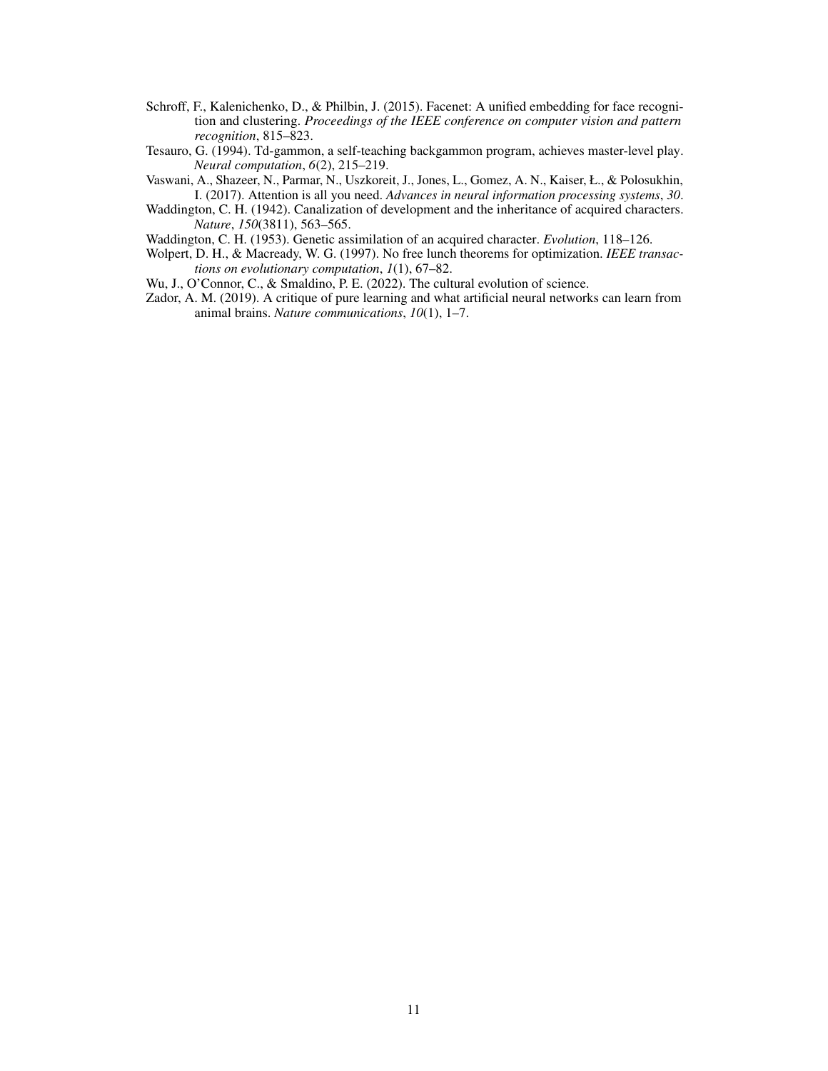Schroff, F., Kalenichenko, D., & Philbin, J. (2015). Facenet: A unified embedding for face recognition and clustering. *Proceedings of the IEEE conference on computer vision and pattern recognition*, 815–823.

Tesauro, G. (1994). Td-gammon, a self-teaching backgammon program, achieves master-level play. *Neural computation*, *6*(2), 215–219.

Vaswani, A., Shazeer, N., Parmar, N., Uszkoreit, J., Jones, L., Gomez, A. N., Kaiser, Ł., & Polosukhin, I. (2017). Attention is all you need. *Advances in neural information processing systems*, *30*.

Waddington, C. H. (1942). Canalization of development and the inheritance of acquired characters. *Nature*, *150*(3811), 563–565.

Waddington, C. H. (1953). Genetic assimilation of an acquired character. *Evolution*, 118–126.

Wolpert, D. H., & Macready, W. G. (1997). No free lunch theorems for optimization. *IEEE transactions on evolutionary computation*, *1*(1), 67–82.

Wu, J., O'Connor, C., & Smaldino, P. E. (2022). The cultural evolution of science.

Zador, A. M. (2019). A critique of pure learning and what artificial neural networks can learn from animal brains. *Nature communications*, *10*(1), 1–7.